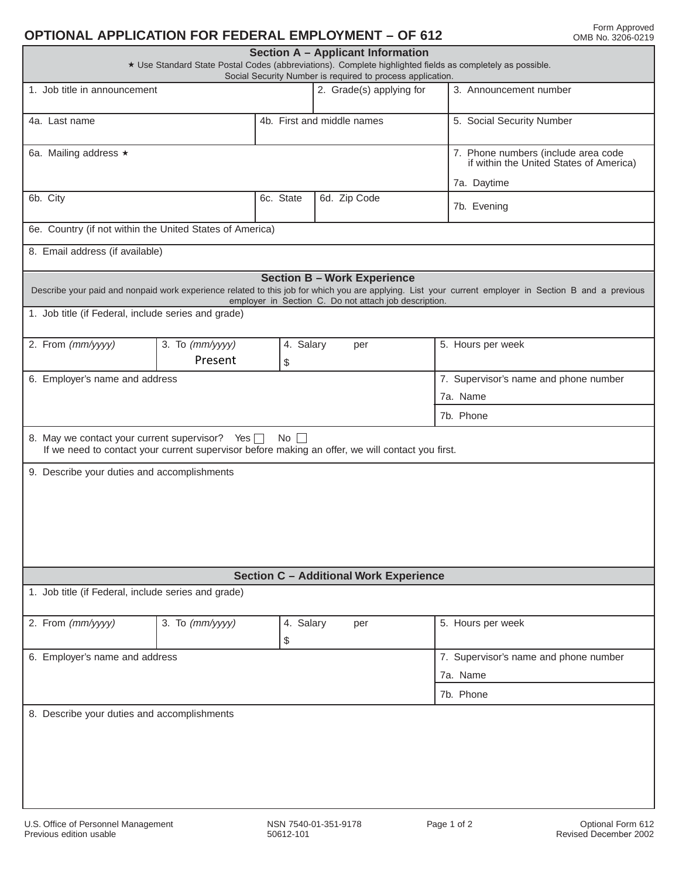# OPTIONAL APPLICATION FOR FEDERAL EMPLOYMENT – OF 612

Form Approved
OMB No. 3206-0219

## Section A – Applicant Information

★ Use Standard State Postal Codes (abbreviations). Complete highlighted fields as completely as possible.
Social Security Number is required to process application.

| 1. Job title in announcement | 2. Grade(s) applying for | 3. Announcement number |
|---|---|---|
| | | |

| 4a. Last name | 4b. First and middle names | 5. Social Security Number |
|---|---|---|
| | | |

| 6a. Mailing address ★ | | | 7. Phone numbers (include area code if within the United States of America) 7a. Daytime |
|---|---|---|---|
| 6b. City | 6c. State | 6d. Zip Code | 7b. Evening |

6e. Country (if not within the United States of America)

8. Email address (if available)

## Section B – Work Experience

Describe your paid and nonpaid work experience related to this job for which you are applying. List your current employer in Section B and a previous employer in Section C. Do not attach job description.

1. Job title (if Federal, include series and grade)

| 2. From *(mm/yyyy)* | 3. To *(mm/yyyy)* | 4. Salary per | 5. Hours per week |
|---|---|---|---|
| | Present | $ | |

| 6. Employer's name and address | 7. Supervisor's name and phone number |
|---|---|
| | 7a. Name |
| | 7b. Phone |

8. May we contact your current supervisor? Yes ☐ No ☐
If we need to contact your current supervisor before making an offer, we will contact you first.

9. Describe your duties and accomplishments

## Section C – Additional Work Experience

1. Job title (if Federal, include series and grade)

| 2. From *(mm/yyyy)* | 3. To *(mm/yyyy)* | 4. Salary per | 5. Hours per week |
|---|---|---|---|
| | | $ | |

| 6. Employer's name and address | 7. Supervisor's name and phone number |
|---|---|
| | 7a. Name |
| | 7b. Phone |

8. Describe your duties and accomplishments

U.S. Office of Personnel Management
Previous edition usable

NSN 7540-01-351-9178
50612-101

Optional Form 612
Revised December 2002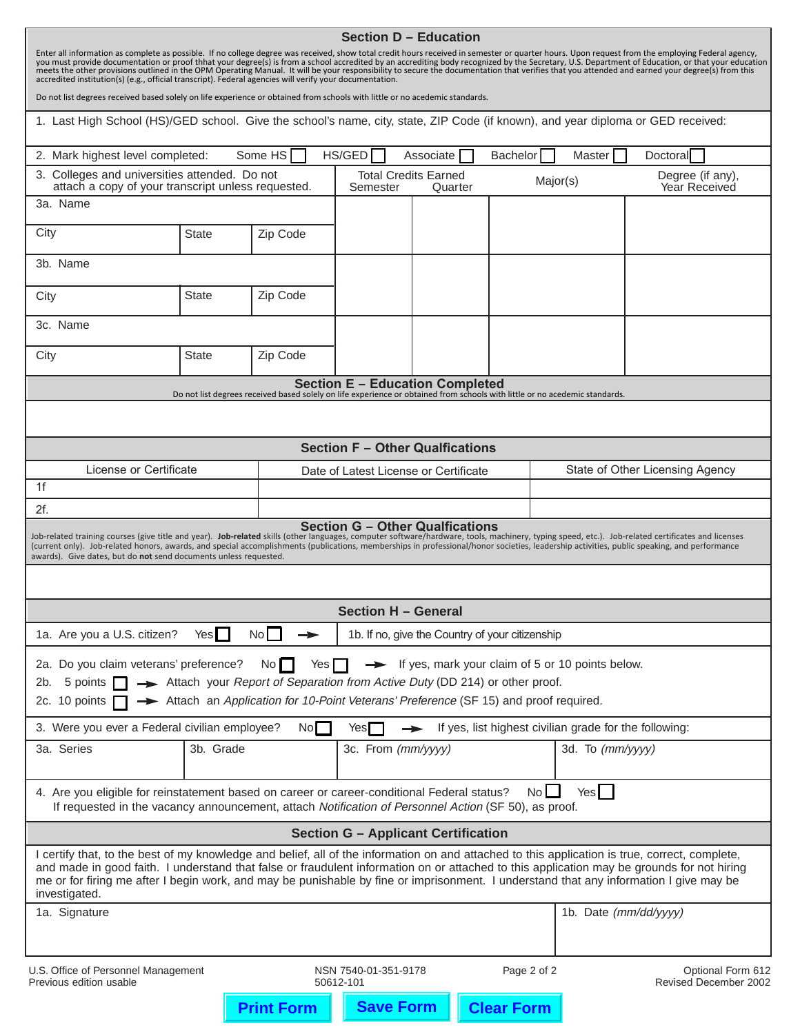## Section D – Education

Enter all information as complete as possible. If no college degree was received, show total credit hours received in semester or quarter hours. Upon request from the employing Federal agency, you must provide documentation or proof thhat your degree(s) is from a school accredited by an accrediting body recognized by the Secretary, U.S. Department of Education, or that your education meets the other provisions outlined in the OPM Operating Manual. It will be your responsibility to secure the documentation that verifies that you attended and earned your degree(s) from this accredited institution(s) (e.g., official transcript). Federal agencies will verify your documentation.

Do not list degrees received based solely on life experience or obtained from schools with little or no acedemic standards.

1. Last High School (HS)/GED school. Give the school's name, city, state, ZIP Code (if known), and year diploma or GED received:

2. Mark highest level completed: Some HS ☐ HS/GED ☐ Associate ☐ Bachelor ☐ Master ☐ Doctoral ☐

| 3. Colleges and universities attended. Do not attach a copy of your transcript unless requested. | | | Total Credits Earned Semester | Quarter | Major(s) | Degree (if any), Year Received |
|---|---|---|---|---|---|---|
| 3a. Name | | | | | | |
| City | State | Zip Code | | | | |
| 3b. Name | | | | | | |
| City | State | Zip Code | | | | |
| 3c. Name | | | | | | |
| City | State | Zip Code | | | | |

## Section E – Education Completed

Do not list degrees received based solely on life experience or obtained from schools with little or no acedemic standards.

## Section F – Other Qualfications

| License or Certificate | Date of Latest License or Certificate | State of Other Licensing Agency |
|---|---|---|
| 1f | | |
| 2f. | | |

## Section G – Other Qualfications

Job-related training courses (give title and year). **Job-related** skills (other languages, computer software/hardware, tools, machinery, typing speed, etc.). Job-related certificates and licenses (current only). Job-related honors, awards, and special accomplishments (publications, memberships in professional/honor societies, leadership activities, public speaking, and performance awards). Give dates, but do **not** send documents unless requested.

## Section H – General

1a. Are you a U.S. citizen? Yes ☐ No ☐ ➔ 1b. If no, give the Country of your citizenship

2a. Do you claim veterans' preference? No ☐ Yes ☐ ➔ If yes, mark your claim of 5 or 10 points below.

2b. 5 points ☐ ➔ Attach your *Report of Separation from Active Duty* (DD 214) or other proof.

2c. 10 points ☐ ➔ Attach an *Application for 10-Point Veterans' Preference* (SF 15) and proof required.

3. Were you ever a Federal civilian employee? No ☐ Yes ☐ ➔ If yes, list highest civilian grade for the following:

| 3a. Series | 3b. Grade | 3c. From *(mm/yyyy)* | 3d. To *(mm/yyyy)* |
|---|---|---|---|
| | | | |

4. Are you eligible for reinstatement based on career or career-conditional Federal status? No ☐ Yes ☐
If requested in the vacancy announcement, attach *Notification of Personnel Action* (SF 50), as proof.

## Section G – Applicant Certification

I certify that, to the best of my knowledge and belief, all of the information on and attached to this application is true, correct, complete, and made in good faith. I understand that false or fraudulent information on or attached to this application may be grounds for not hiring me or for firing me after I begin work, and may be punishable by fine or imprisonment. I understand that any information I give may be investigated.

| 1a. Signature | 1b. Date *(mm/dd/yyyy)* |
|---|---|
| | |

U.S. Office of Personnel Management
Previous edition usable

NSN 7540-01-351-9178
50612-101

Optional Form 612
Revised December 2002

Print Form | Save Form | Clear Form